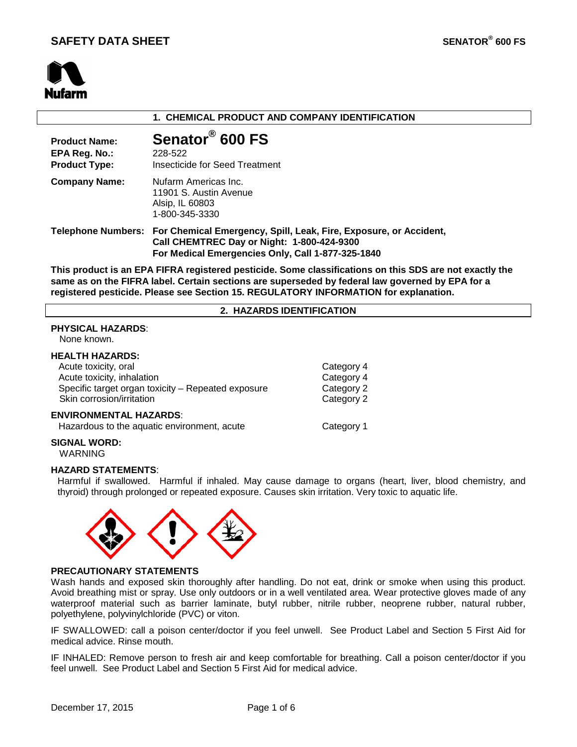# SAFETY DATA SHEET

**SENATOR® 600 FS**

Nufarm

## 1. CHEMICAL PRODUCT AND COMPANY IDENTIFICATION

**Product Name:** **Senator® 600 FS**
**EPA Reg. No.:** 228-522
**Product Type:** Insecticide for Seed Treatment

**Company Name:** Nufarm Americas Inc.
11901 S. Austin Avenue
Alsip, IL 60803
1-800-345-3330

**Telephone Numbers:** **For Chemical Emergency, Spill, Leak, Fire, Exposure, or Accident, Call CHEMTREC Day or Night: 1-800-424-9300**
**For Medical Emergencies Only, Call 1-877-325-1840**

**This product is an EPA FIFRA registered pesticide. Some classifications on this SDS are not exactly the same as on the FIFRA label. Certain sections are superseded by federal law governed by EPA for a registered pesticide. Please see Section 15. REGULATORY INFORMATION for explanation.**

## 2. HAZARDS IDENTIFICATION

**PHYSICAL HAZARDS**:
None known.

**HEALTH HAZARDS:**

| | |
|---|---|
| Acute toxicity, oral | Category 4 |
| Acute toxicity, inhalation | Category 4 |
| Specific target organ toxicity – Repeated exposure | Category 2 |
| Skin corrosion/irritation | Category 2 |

**ENVIRONMENTAL HAZARDS**:

| | |
|---|---|
| Hazardous to the aquatic environment, acute | Category 1 |

**SIGNAL WORD:**
WARNING

**HAZARD STATEMENTS**:
Harmful if swallowed. Harmful if inhaled. May cause damage to organs (heart, liver, blood chemistry, and thyroid) through prolonged or repeated exposure. Causes skin irritation. Very toxic to aquatic life.

**PRECAUTIONARY STATEMENTS**

Wash hands and exposed skin thoroughly after handling. Do not eat, drink or smoke when using this product. Avoid breathing mist or spray. Use only outdoors or in a well ventilated area. Wear protective gloves made of any waterproof material such as barrier laminate, butyl rubber, nitrile rubber, neoprene rubber, natural rubber, polyethylene, polyvinylchloride (PVC) or viton.

IF SWALLOWED: call a poison center/doctor if you feel unwell. See Product Label and Section 5 First Aid for medical advice. Rinse mouth.

IF INHALED: Remove person to fresh air and keep comfortable for breathing. Call a poison center/doctor if you feel unwell. See Product Label and Section 5 First Aid for medical advice.

December 17, 2015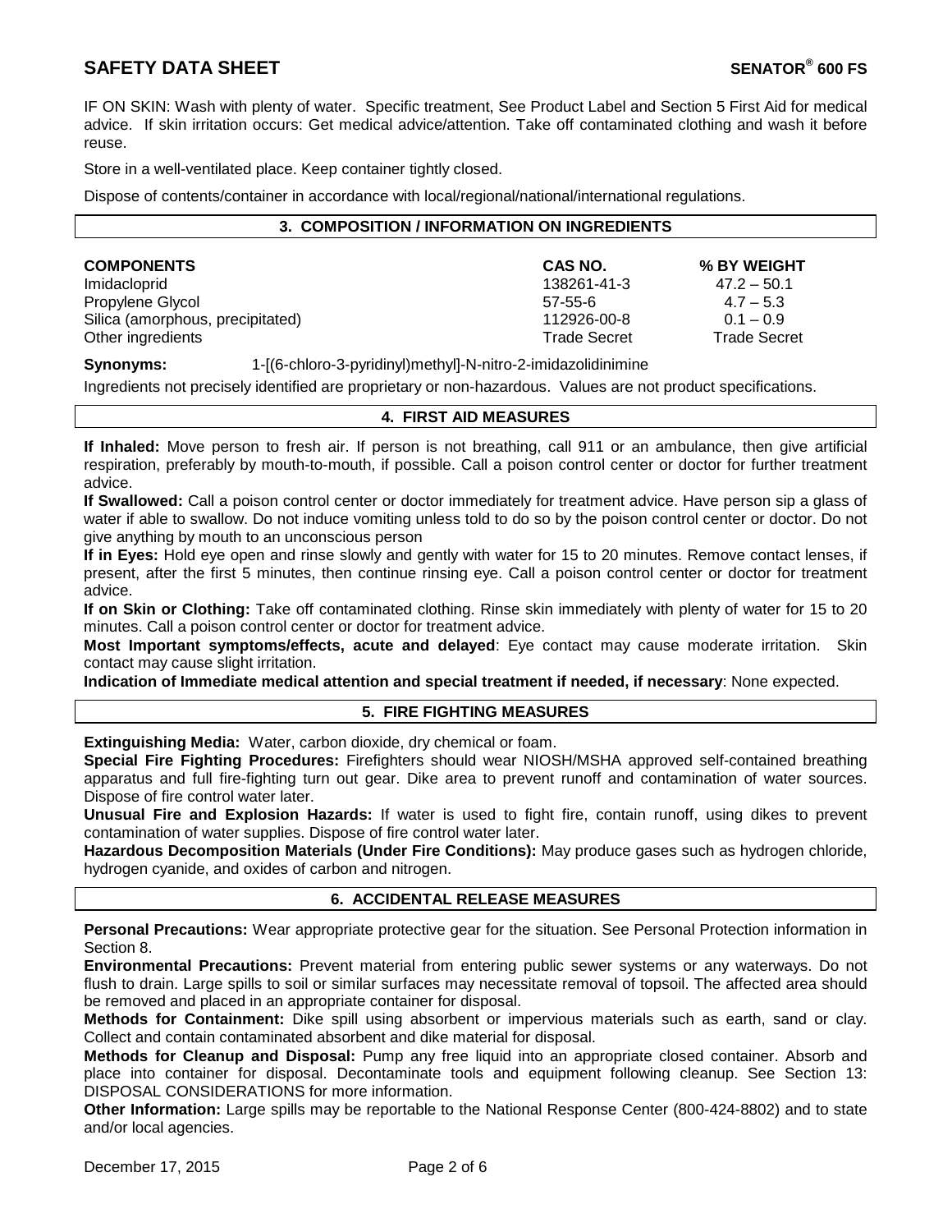IF ON SKIN: Wash with plenty of water. Specific treatment, See Product Label and Section 5 First Aid for medical advice. If skin irritation occurs: Get medical advice/attention. Take off contaminated clothing and wash it before reuse.

Store in a well-ventilated place. Keep container tightly closed.

Dispose of contents/container in accordance with local/regional/national/international regulations.

## 3. COMPOSITION / INFORMATION ON INGREDIENTS

| COMPONENTS | CAS NO. | % BY WEIGHT |
|---|---|---|
| Imidacloprid | 138261-41-3 | 47.2 – 50.1 |
| Propylene Glycol | 57-55-6 | 4.7 – 5.3 |
| Silica (amorphous, precipitated) | 112926-00-8 | 0.1 – 0.9 |
| Other ingredients | Trade Secret | Trade Secret |

**Synonyms:** 1-[(6-chloro-3-pyridinyl)methyl]-N-nitro-2-imidazolidinimine

Ingredients not precisely identified are proprietary or non-hazardous. Values are not product specifications.

## 4. FIRST AID MEASURES

**If Inhaled:** Move person to fresh air. If person is not breathing, call 911 or an ambulance, then give artificial respiration, preferably by mouth-to-mouth, if possible. Call a poison control center or doctor for further treatment advice.

**If Swallowed:** Call a poison control center or doctor immediately for treatment advice. Have person sip a glass of water if able to swallow. Do not induce vomiting unless told to do so by the poison control center or doctor. Do not give anything by mouth to an unconscious person

**If in Eyes:** Hold eye open and rinse slowly and gently with water for 15 to 20 minutes. Remove contact lenses, if present, after the first 5 minutes, then continue rinsing eye. Call a poison control center or doctor for treatment advice.

**If on Skin or Clothing:** Take off contaminated clothing. Rinse skin immediately with plenty of water for 15 to 20 minutes. Call a poison control center or doctor for treatment advice.

**Most Important symptoms/effects, acute and delayed**: Eye contact may cause moderate irritation. Skin contact may cause slight irritation.

**Indication of Immediate medical attention and special treatment if needed, if necessary**: None expected.

## 5. FIRE FIGHTING MEASURES

**Extinguishing Media:** Water, carbon dioxide, dry chemical or foam.

**Special Fire Fighting Procedures:** Firefighters should wear NIOSH/MSHA approved self-contained breathing apparatus and full fire-fighting turn out gear. Dike area to prevent runoff and contamination of water sources. Dispose of fire control water later.

**Unusual Fire and Explosion Hazards:** If water is used to fight fire, contain runoff, using dikes to prevent contamination of water supplies. Dispose of fire control water later.

**Hazardous Decomposition Materials (Under Fire Conditions):** May produce gases such as hydrogen chloride, hydrogen cyanide, and oxides of carbon and nitrogen.

## 6. ACCIDENTAL RELEASE MEASURES

**Personal Precautions:** Wear appropriate protective gear for the situation. See Personal Protection information in Section 8.

**Environmental Precautions:** Prevent material from entering public sewer systems or any waterways. Do not flush to drain. Large spills to soil or similar surfaces may necessitate removal of topsoil. The affected area should be removed and placed in an appropriate container for disposal.

**Methods for Containment:** Dike spill using absorbent or impervious materials such as earth, sand or clay. Collect and contain contaminated absorbent and dike material for disposal.

**Methods for Cleanup and Disposal:** Pump any free liquid into an appropriate closed container. Absorb and place into container for disposal. Decontaminate tools and equipment following cleanup. See Section 13: DISPOSAL CONSIDERATIONS for more information.

**Other Information:** Large spills may be reportable to the National Response Center (800-424-8802) and to state and/or local agencies.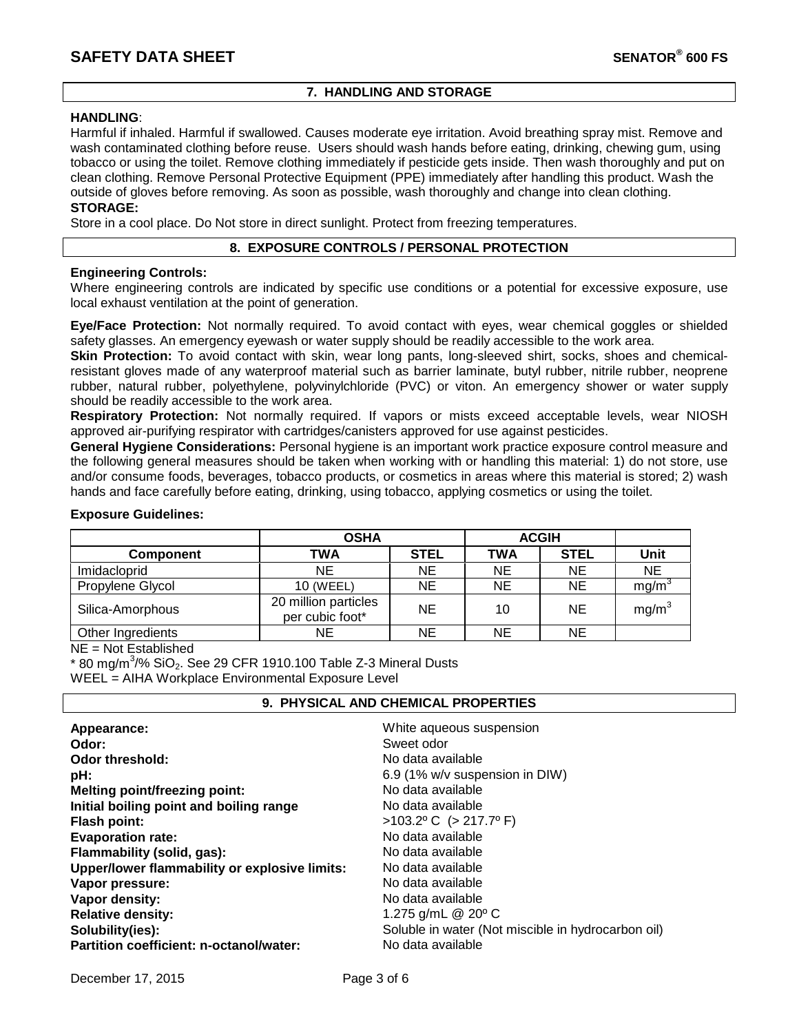## 7. HANDLING AND STORAGE

**HANDLING**:
Harmful if inhaled. Harmful if swallowed. Causes moderate eye irritation. Avoid breathing spray mist. Remove and wash contaminated clothing before reuse. Users should wash hands before eating, drinking, chewing gum, using tobacco or using the toilet. Remove clothing immediately if pesticide gets inside. Then wash thoroughly and put on clean clothing. Remove Personal Protective Equipment (PPE) immediately after handling this product. Wash the outside of gloves before removing. As soon as possible, wash thoroughly and change into clean clothing.

**STORAGE:**
Store in a cool place. Do Not store in direct sunlight. Protect from freezing temperatures.

## 8. EXPOSURE CONTROLS / PERSONAL PROTECTION

**Engineering Controls:**
Where engineering controls are indicated by specific use conditions or a potential for excessive exposure, use local exhaust ventilation at the point of generation.

**Eye/Face Protection:** Not normally required. To avoid contact with eyes, wear chemical goggles or shielded safety glasses. An emergency eyewash or water supply should be readily accessible to the work area.

**Skin Protection:** To avoid contact with skin, wear long pants, long-sleeved shirt, socks, shoes and chemical-resistant gloves made of any waterproof material such as barrier laminate, butyl rubber, nitrile rubber, neoprene rubber, natural rubber, polyethylene, polyvinylchloride (PVC) or viton. An emergency shower or water supply should be readily accessible to the work area.

**Respiratory Protection:** Not normally required. If vapors or mists exceed acceptable levels, wear NIOSH approved air-purifying respirator with cartridges/canisters approved for use against pesticides.

**General Hygiene Considerations:** Personal hygiene is an important work practice exposure control measure and the following general measures should be taken when working with or handling this material: 1) do not store, use and/or consume foods, beverages, tobacco products, or cosmetics in areas where this material is stored; 2) wash hands and face carefully before eating, drinking, using tobacco, applying cosmetics or using the toilet.

**Exposure Guidelines:**

| | OSHA | | ACGIH | | |
|---|---|---|---|---|---|
| **Component** | **TWA** | **STEL** | **TWA** | **STEL** | **Unit** |
| Imidacloprid | NE | NE | NE | NE | NE |
| Propylene Glycol | 10 (WEEL) | NE | NE | NE | $mg/m^3$ |
| Silica-Amorphous | 20 million particles per cubic foot* | NE | 10 | NE | $mg/m^3$ |
| Other Ingredients | NE | NE | NE | NE | |

NE = Not Established

* 80 $mg/m^3$/% $SiO_2$. See 29 CFR 1910.100 Table Z-3 Mineral Dusts

WEEL = AIHA Workplace Environmental Exposure Level

## 9. PHYSICAL AND CHEMICAL PROPERTIES

| | |
|---|---|
| **Appearance:** | White aqueous suspension |
| **Odor:** | Sweet odor |
| **Odor threshold:** | No data available |
| **pH:** | 6.9 (1% w/v suspension in DIW) |
| **Melting point/freezing point:** | No data available |
| **Initial boiling point and boiling range** | No data available |
| **Flash point:** | >103.2º C (> 217.7º F) |
| **Evaporation rate:** | No data available |
| **Flammability (solid, gas):** | No data available |
| **Upper/lower flammability or explosive limits:** | No data available |
| **Vapor pressure:** | No data available |
| **Vapor density:** | No data available |
| **Relative density:** | 1.275 g/mL @ 20º C |
| **Solubility(ies):** | Soluble in water (Not miscible in hydrocarbon oil) |
| **Partition coefficient: n-octanol/water:** | No data available |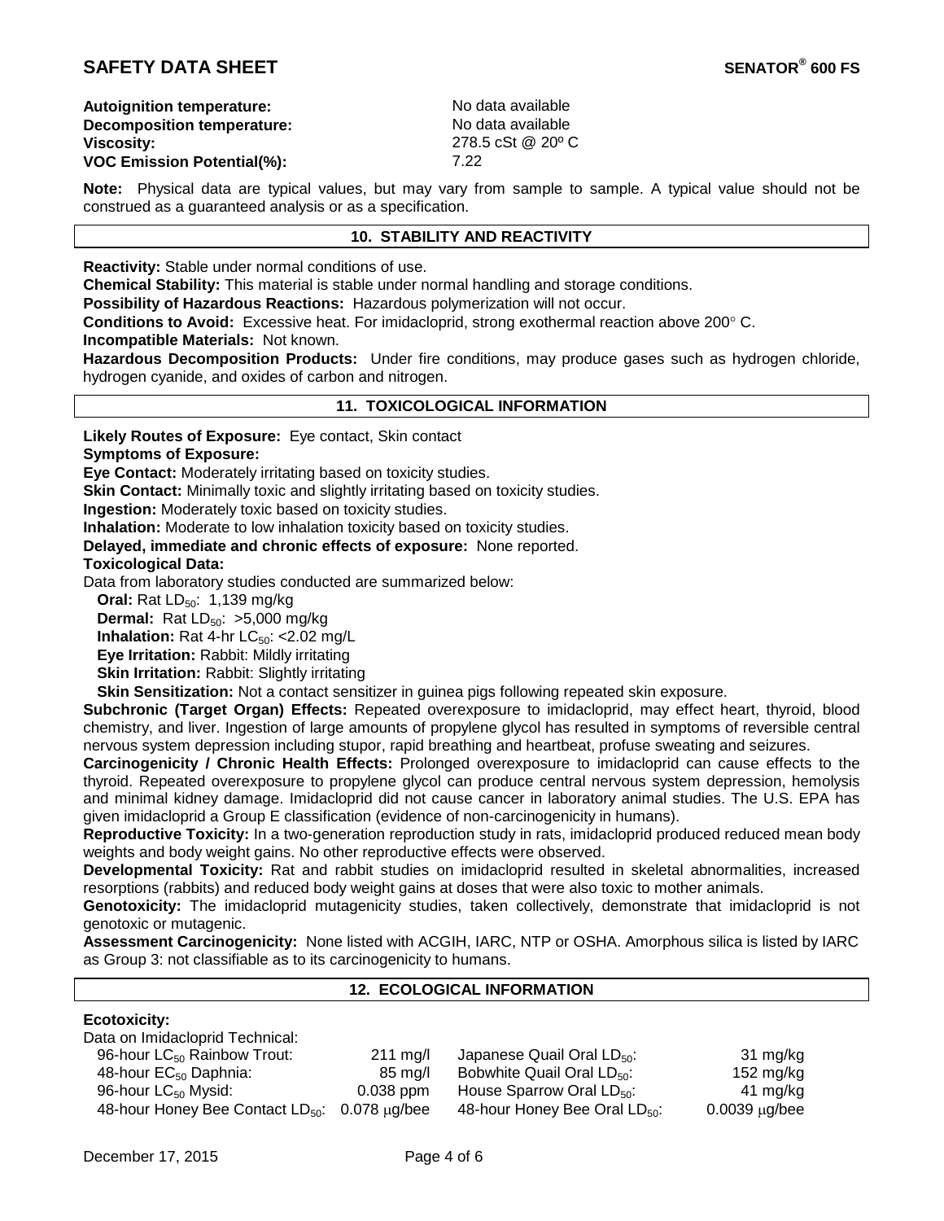**Autoignition temperature:** No data available
**Decomposition temperature:** No data available
**Viscosity:** 278.5 cSt @ 20º C
**VOC Emission Potential(%):** 7.22

**Note:** Physical data are typical values, but may vary from sample to sample. A typical value should not be construed as a guaranteed analysis or as a specification.

## 10. STABILITY AND REACTIVITY

**Reactivity:** Stable under normal conditions of use.
**Chemical Stability:** This material is stable under normal handling and storage conditions.
**Possibility of Hazardous Reactions:** Hazardous polymerization will not occur.
**Conditions to Avoid:** Excessive heat. For imidacloprid, strong exothermal reaction above 200° C.
**Incompatible Materials:** Not known.
**Hazardous Decomposition Products:** Under fire conditions, may produce gases such as hydrogen chloride, hydrogen cyanide, and oxides of carbon and nitrogen.

## 11. TOXICOLOGICAL INFORMATION

**Likely Routes of Exposure:** Eye contact, Skin contact
**Symptoms of Exposure:**
**Eye Contact:** Moderately irritating based on toxicity studies.
**Skin Contact:** Minimally toxic and slightly irritating based on toxicity studies.
**Ingestion:** Moderately toxic based on toxicity studies.
**Inhalation:** Moderate to low inhalation toxicity based on toxicity studies.
**Delayed, immediate and chronic effects of exposure:** None reported.
**Toxicological Data:**
Data from laboratory studies conducted are summarized below:

- **Oral:** Rat $LD_{50}$: 1,139 mg/kg
- **Dermal:** Rat $LD_{50}$: >5,000 mg/kg
- **Inhalation:** Rat 4-hr $LC_{50}$: <2.02 mg/L
- **Eye Irritation:** Rabbit: Mildly irritating
- **Skin Irritation:** Rabbit: Slightly irritating
- **Skin Sensitization:** Not a contact sensitizer in guinea pigs following repeated skin exposure.

**Subchronic (Target Organ) Effects:** Repeated overexposure to imidacloprid, may effect heart, thyroid, blood chemistry, and liver. Ingestion of large amounts of propylene glycol has resulted in symptoms of reversible central nervous system depression including stupor, rapid breathing and heartbeat, profuse sweating and seizures.
**Carcinogenicity / Chronic Health Effects:** Prolonged overexposure to imidacloprid can cause effects to the thyroid. Repeated overexposure to propylene glycol can produce central nervous system depression, hemolysis and minimal kidney damage. Imidacloprid did not cause cancer in laboratory animal studies. The U.S. EPA has given imidacloprid a Group E classification (evidence of non-carcinogenicity in humans).
**Reproductive Toxicity:** In a two-generation reproduction study in rats, imidacloprid produced reduced mean body weights and body weight gains. No other reproductive effects were observed.
**Developmental Toxicity:** Rat and rabbit studies on imidacloprid resulted in skeletal abnormalities, increased resorptions (rabbits) and reduced body weight gains at doses that were also toxic to mother animals.
**Genotoxicity:** The imidacloprid mutagenicity studies, taken collectively, demonstrate that imidacloprid is not genotoxic or mutagenic.
**Assessment Carcinogenicity:** None listed with ACGIH, IARC, NTP or OSHA. Amorphous silica is listed by IARC as Group 3: not classifiable as to its carcinogenicity to humans.

## 12. ECOLOGICAL INFORMATION

**Ecotoxicity:**
Data on Imidacloprid Technical:

| | | | |
|---|---|---|---|
| 96-hour $LC_{50}$ Rainbow Trout: | 211 mg/l | Japanese Quail Oral $LD_{50}$: | 31 mg/kg |
| 48-hour $EC_{50}$ Daphnia: | 85 mg/l | Bobwhite Quail Oral $LD_{50}$: | 152 mg/kg |
| 96-hour $LC_{50}$ Mysid: | 0.038 ppm | House Sparrow Oral $LD_{50}$: | 41 mg/kg |
| 48-hour Honey Bee Contact $LD_{50}$: | 0.078 μg/bee | 48-hour Honey Bee Oral $LD_{50}$: | 0.0039 μg/bee |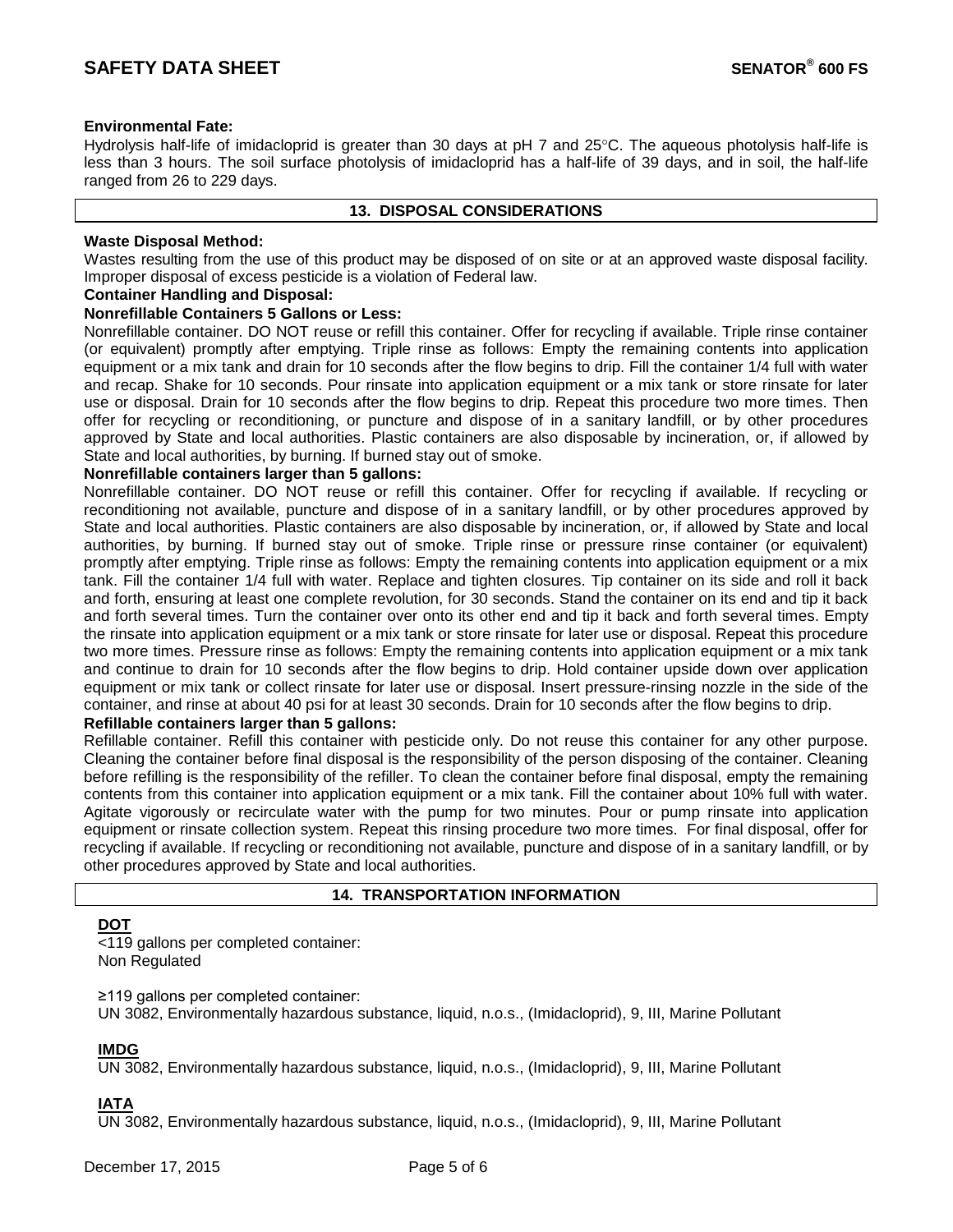**Environmental Fate:**

Hydrolysis half-life of imidacloprid is greater than 30 days at pH 7 and 25°C. The aqueous photolysis half-life is less than 3 hours. The soil surface photolysis of imidacloprid has a half-life of 39 days, and in soil, the half-life ranged from 26 to 229 days.

## 13. DISPOSAL CONSIDERATIONS

**Waste Disposal Method:**

Wastes resulting from the use of this product may be disposed of on site or at an approved waste disposal facility. Improper disposal of excess pesticide is a violation of Federal law.

**Container Handling and Disposal:**

**Nonrefillable Containers 5 Gallons or Less:**

Nonrefillable container. DO NOT reuse or refill this container. Offer for recycling if available. Triple rinse container (or equivalent) promptly after emptying. Triple rinse as follows: Empty the remaining contents into application equipment or a mix tank and drain for 10 seconds after the flow begins to drip. Fill the container 1/4 full with water and recap. Shake for 10 seconds. Pour rinsate into application equipment or a mix tank or store rinsate for later use or disposal. Drain for 10 seconds after the flow begins to drip. Repeat this procedure two more times. Then offer for recycling or reconditioning, or puncture and dispose of in a sanitary landfill, or by other procedures approved by State and local authorities. Plastic containers are also disposable by incineration, or, if allowed by State and local authorities, by burning. If burned stay out of smoke.

**Nonrefillable containers larger than 5 gallons:**

Nonrefillable container. DO NOT reuse or refill this container. Offer for recycling if available. If recycling or reconditioning not available, puncture and dispose of in a sanitary landfill, or by other procedures approved by State and local authorities. Plastic containers are also disposable by incineration, or, if allowed by State and local authorities, by burning. If burned stay out of smoke. Triple rinse or pressure rinse container (or equivalent) promptly after emptying. Triple rinse as follows: Empty the remaining contents into application equipment or a mix tank. Fill the container 1/4 full with water. Replace and tighten closures. Tip container on its side and roll it back and forth, ensuring at least one complete revolution, for 30 seconds. Stand the container on its end and tip it back and forth several times. Turn the container over onto its other end and tip it back and forth several times. Empty the rinsate into application equipment or a mix tank or store rinsate for later use or disposal. Repeat this procedure two more times. Pressure rinse as follows: Empty the remaining contents into application equipment or a mix tank and continue to drain for 10 seconds after the flow begins to drip. Hold container upside down over application equipment or mix tank or collect rinsate for later use or disposal. Insert pressure-rinsing nozzle in the side of the container, and rinse at about 40 psi for at least 30 seconds. Drain for 10 seconds after the flow begins to drip.

**Refillable containers larger than 5 gallons:**

Refillable container. Refill this container with pesticide only. Do not reuse this container for any other purpose. Cleaning the container before final disposal is the responsibility of the person disposing of the container. Cleaning before refilling is the responsibility of the refiller. To clean the container before final disposal, empty the remaining contents from this container into application equipment or a mix tank. Fill the container about 10% full with water. Agitate vigorously or recirculate water with the pump for two minutes. Pour or pump rinsate into application equipment or rinsate collection system. Repeat this rinsing procedure two more times. For final disposal, offer for recycling if available. If recycling or reconditioning not available, puncture and dispose of in a sanitary landfill, or by other procedures approved by State and local authorities.

## 14. TRANSPORTATION INFORMATION

**DOT**

<119 gallons per completed container:
Non Regulated

≥119 gallons per completed container:
UN 3082, Environmentally hazardous substance, liquid, n.o.s., (Imidacloprid), 9, III, Marine Pollutant

**IMDG**

UN 3082, Environmentally hazardous substance, liquid, n.o.s., (Imidacloprid), 9, III, Marine Pollutant

**IATA**

UN 3082, Environmentally hazardous substance, liquid, n.o.s., (Imidacloprid), 9, III, Marine Pollutant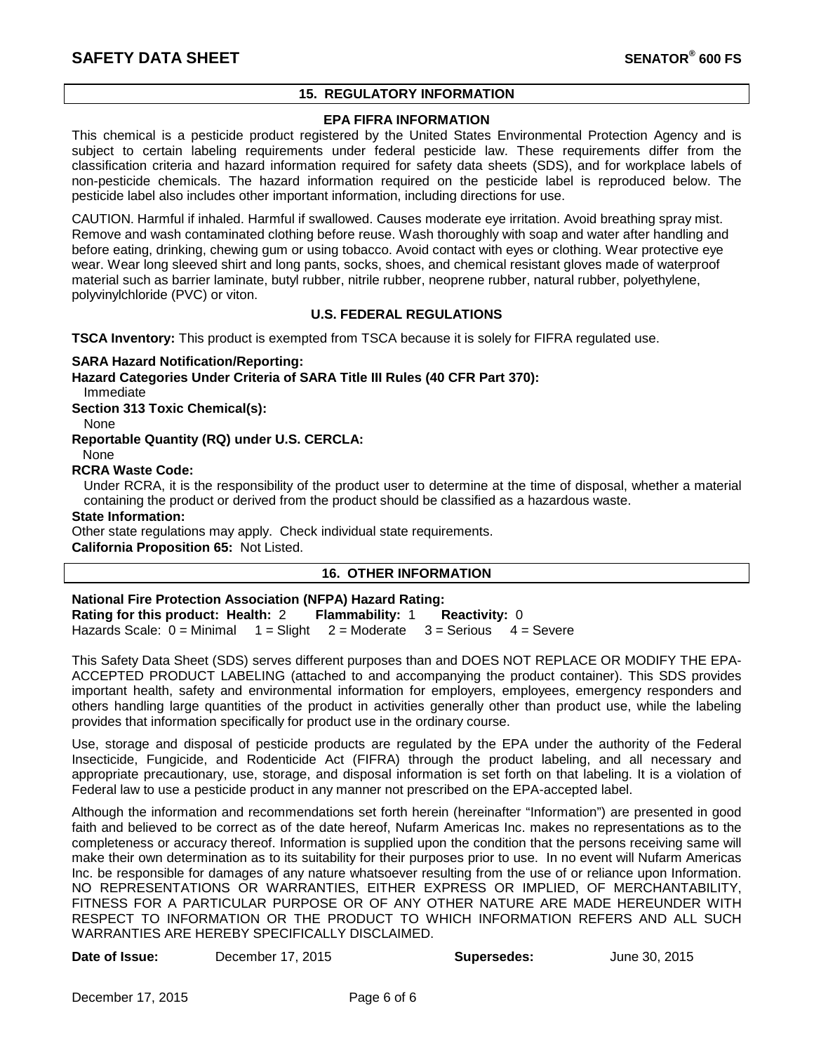## 15. REGULATORY INFORMATION

### EPA FIFRA INFORMATION

This chemical is a pesticide product registered by the United States Environmental Protection Agency and is subject to certain labeling requirements under federal pesticide law. These requirements differ from the classification criteria and hazard information required for safety data sheets (SDS), and for workplace labels of non-pesticide chemicals. The hazard information required on the pesticide label is reproduced below. The pesticide label also includes other important information, including directions for use.

CAUTION. Harmful if inhaled. Harmful if swallowed. Causes moderate eye irritation. Avoid breathing spray mist. Remove and wash contaminated clothing before reuse. Wash thoroughly with soap and water after handling and before eating, drinking, chewing gum or using tobacco. Avoid contact with eyes or clothing. Wear protective eye wear. Wear long sleeved shirt and long pants, socks, shoes, and chemical resistant gloves made of waterproof material such as barrier laminate, butyl rubber, nitrile rubber, neoprene rubber, natural rubber, polyethylene, polyvinylchloride (PVC) or viton.

### U.S. FEDERAL REGULATIONS

**TSCA Inventory:** This product is exempted from TSCA because it is solely for FIFRA regulated use.

**SARA Hazard Notification/Reporting:**

**Hazard Categories Under Criteria of SARA Title III Rules (40 CFR Part 370):**
Immediate

**Section 313 Toxic Chemical(s):**
None

**Reportable Quantity (RQ) under U.S. CERCLA:**
None

**RCRA Waste Code:**
Under RCRA, it is the responsibility of the product user to determine at the time of disposal, whether a material containing the product or derived from the product should be classified as a hazardous waste.

**State Information:**
Other state regulations may apply. Check individual state requirements.

**California Proposition 65:** Not Listed.

## 16. OTHER INFORMATION

**National Fire Protection Association (NFPA) Hazard Rating:**
**Rating for this product: Health:** 2 **Flammability:** 1 **Reactivity:** 0
Hazards Scale: 0 = Minimal 1 = Slight 2 = Moderate 3 = Serious 4 = Severe

This Safety Data Sheet (SDS) serves different purposes than and DOES NOT REPLACE OR MODIFY THE EPA-ACCEPTED PRODUCT LABELING (attached to and accompanying the product container). This SDS provides important health, safety and environmental information for employers, employees, emergency responders and others handling large quantities of the product in activities generally other than product use, while the labeling provides that information specifically for product use in the ordinary course.

Use, storage and disposal of pesticide products are regulated by the EPA under the authority of the Federal Insecticide, Fungicide, and Rodenticide Act (FIFRA) through the product labeling, and all necessary and appropriate precautionary, use, storage, and disposal information is set forth on that labeling. It is a violation of Federal law to use a pesticide product in any manner not prescribed on the EPA-accepted label.

Although the information and recommendations set forth herein (hereinafter "Information") are presented in good faith and believed to be correct as of the date hereof, Nufarm Americas Inc. makes no representations as to the completeness or accuracy thereof. Information is supplied upon the condition that the persons receiving same will make their own determination as to its suitability for their purposes prior to use. In no event will Nufarm Americas Inc. be responsible for damages of any nature whatsoever resulting from the use of or reliance upon Information. NO REPRESENTATIONS OR WARRANTIES, EITHER EXPRESS OR IMPLIED, OF MERCHANTABILITY, FITNESS FOR A PARTICULAR PURPOSE OR OF ANY OTHER NATURE ARE MADE HEREUNDER WITH RESPECT TO INFORMATION OR THE PRODUCT TO WHICH INFORMATION REFERS AND ALL SUCH WARRANTIES ARE HEREBY SPECIFICALLY DISCLAIMED.

**Date of Issue:** December 17, 2015 **Supersedes:** June 30, 2015